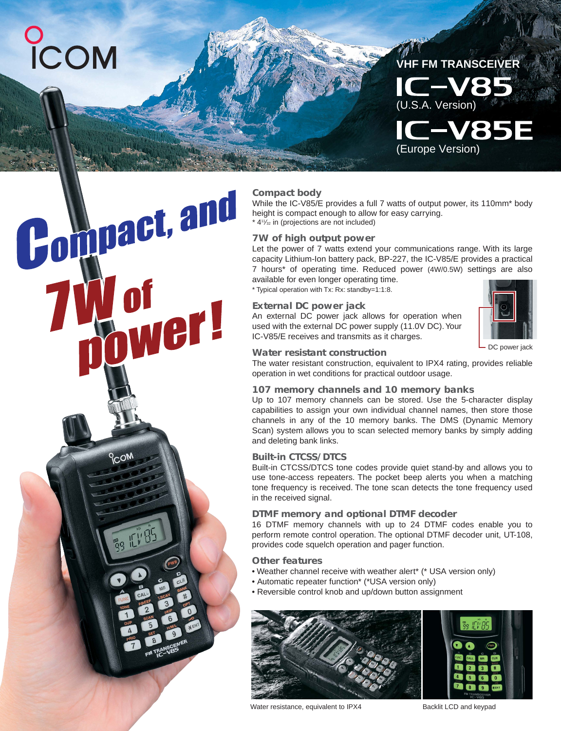# ICOM

## VHF FM TRANSCEIVER

# IC-V85
(U.S.A. Version)

# IC-V85E
(Europe Version)

## Compact, and 7W of power!

### Compact body

While the IC-V85/E provides a full 7 watts of output power, its 110mm* body height is compact enough to allow for easy carrying.

* 4 11⁄32 in (projections are not included)

### 7W of high output power

Let the power of 7 watts extend your communications range. With its large capacity Lithium-Ion battery pack, BP-227, the IC-V85/E provides a practical 7 hours* of operating time. Reduced power (4W/0.5W) settings are also available for even longer operating time.

* Typical operation with Tx: Rx: standby=1:1:8.

### External DC power jack

An external DC power jack allows for operation when used with the external DC power supply (11.0V DC). Your IC-V85/E receives and transmits as it charges.

DC power jack

### Water resistant construction

The water resistant construction, equivalent to IPX4 rating, provides reliable operation in wet conditions for practical outdoor usage.

### 107 memory channels and 10 memory banks

Up to 107 memory channels can be stored. Use the 5-character display capabilities to assign your own individual channel names, then store those channels in any of the 10 memory banks. The DMS (Dynamic Memory Scan) system allows you to scan selected memory banks by simply adding and deleting bank links.

### Built-in CTCSS/DTCS

Built-in CTCSS/DTCS tone codes provide quiet stand-by and allows you to use tone-access repeaters. The pocket beep alerts you when a matching tone frequency is received. The tone scan detects the tone frequency used in the received signal.

### DTMF memory and optional DTMF decoder

16 DTMF memory channels with up to 24 DTMF codes enable you to perform remote control operation. The optional DTMF decoder unit, UT-108, provides code squelch operation and pager function.

### Other features

- Weather channel receive with weather alert* (* USA version only)
- Automatic repeater function* (*USA version only)
- Reversible control knob and up/down button assignment

Water resistance, equivalent to IPX4

Backlit LCD and keypad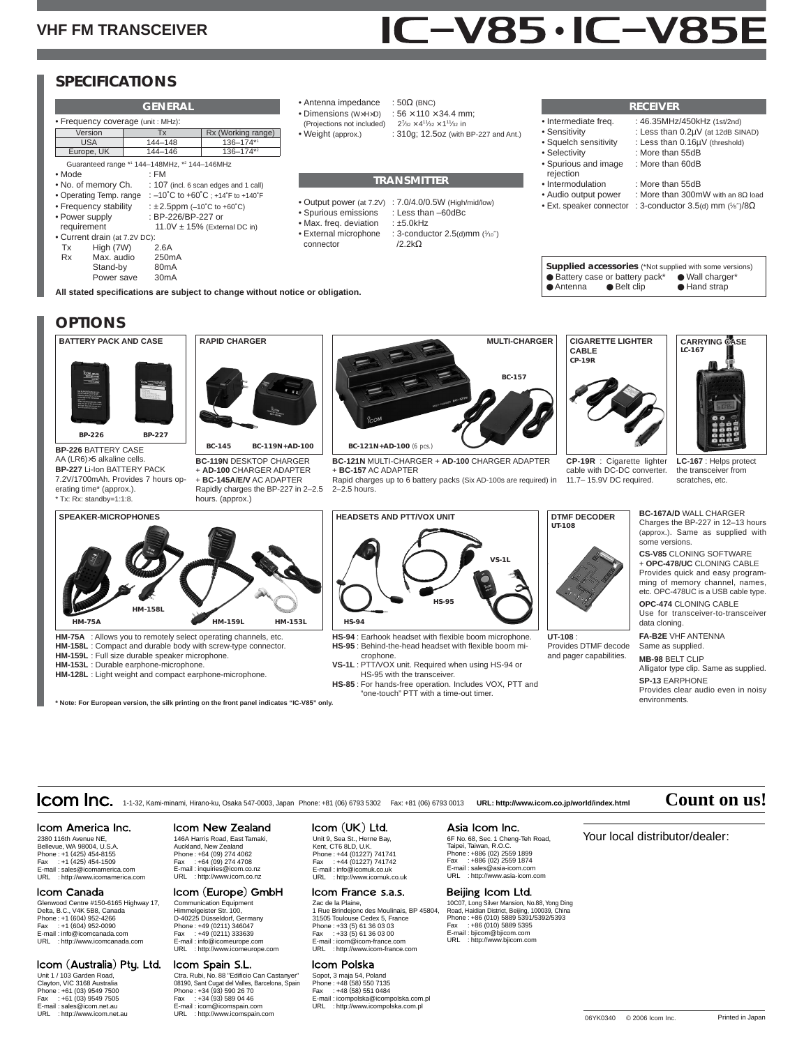# VHF FM TRANSCEIVER IC-V85 • IC-V85E

## SPECIFICATIONS

### GENERAL

• Frequency coverage (unit : MHz):

| Version | Tx | Rx (Working range) |
|---|---|---|
| USA | 144–148 | 136–174*[1] |
| Europe, UK | 144–146 | 136–174*[2] |

Guaranteed range *[1] 144–148MHz, *[2] 144–146MHz

- Mode : FM
- No. of memory Ch. : 107 (incl. 6 scan edges and 1 call)
- Operating Temp. range : –10˚C to +60˚C ; +14˚F to +140˚F
- Frequency stability : ±2.5ppm (–10˚C to +60˚C)
- Power supply requirement : BP-226/BP-227 or 11.0V ± 15% (External DC in)
- Current drain (at 7.2V DC):

| | | |
|---|---|---|
| Tx | High (7W) | 2.6A |
| Rx | Max. audio | 250mA |
| | Stand-by | 80mA |
| | Power save | 30mA |

- Antenna impedance : 50Ω (BNC)
- Dimensions (W×H×D) (Projections not included) : 56 × 110 × 34.4 mm; 2⁷⁄₃₂ × 4¹¹⁄₃₂ × 1¹¹⁄₃₂ in
- Weight (approx.) : 310g; 12.5oz (with BP-227 and Ant.)

### TRANSMITTER

- Output power (at 7.2V) : 7.0/4.0/0.5W (High/mid/low)
- Spurious emissions : Less than –60dBc
- Max. freq. deviation : ±5.0kHz
- External microphone connector : 3-conductor 2.5(d)mm (¹⁄₁₀") /2.2kΩ

### RECEIVER

- Intermediate freq. : 46.35MHz/450kHz (1st/2nd)
- Sensitivity : Less than 0.2μV (at 12dB SINAD)
- Squelch sensitivity : Less than 0.16μV (threshold)
- Selectivity : More than 55dB
- Spurious and image rejection : More than 60dB
- Intermodulation : More than 55dB
- Audio output power : More than 300mW with an 8Ω load
- Ext. speaker connector : 3-conductor 3.5(d) mm (⅛")/8Ω

**Supplied accessories** (*Not supplied with some versions)
- Battery case or battery pack*
- Wall charger*
- Antenna
- Belt clip
- Hand strap

**All stated specifications are subject to change without notice or obligation.**

## OPTIONS

**BATTERY PACK AND CASE**

BP-226 BP-227

**BP-226** BATTERY CASE
AA (LR6)×5 alkaline cells.
**BP-227** Li-Ion BATTERY PACK
7.2V/1700mAh. Provides 7 hours operating time* (approx.).
* Tx: Rx: standby=1:1:8.

**RAPID CHARGER**

BC-145 BC-119N+AD-100

**BC-119N** DESKTOP CHARGER + **AD-100** CHARGER ADAPTER + **BC-145A/E/V** AC ADAPTER
Rapidly charges the BP-227 in 2–2.5 hours. (approx.)

**MULTI-CHARGER**

BC-157
BC-121N+AD-100 (6 pcs.)

**BC-121N** MULTI-CHARGER + **AD-100** CHARGER ADAPTER + **BC-157** AC ADAPTER
Rapid charges up to 6 battery packs (Six AD-100s are required) in 2–2.5 hours.

**CIGARETTE LIGHTER CABLE**
CP-19R

**CP-19R** : Cigarette lighter cable with DC-DC converter. 11.7– 15.9V DC required.

**CARRYING CASE**
LC-167

**LC-167** : Helps protect the transceiver from scratches, etc.

**SPEAKER-MICROPHONES**

HM-75A HM-158L HM-159L HM-153L

**HM-75A** : Allows you to remotely select operating channels, etc.
**HM-158L** : Compact and durable body with screw-type connector.
**HM-159L** : Full size durable speaker microphone.
**HM-153L** : Durable earphone-microphone.
**HM-128L** : Light weight and compact earphone-microphone.

**HEADSETS AND PTT/VOX UNIT**

VS-1L HS-95 HS-94

**HS-94** : Earhook headset with flexible boom microphone.
**HS-95** : Behind-the-head headset with flexible boom microphone.
**VS-1L** : PTT/VOX unit. Required when using HS-94 or HS-95 with the transceiver.
**HS-85** : For hands-free operation. Includes VOX, PTT and "one-touch" PTT with a time-out timer.

**DTMF DECODER**
UT-108

**UT-108** : Provides DTMF decode and pager capabilities.

**BC-167A/D** WALL CHARGER
Charges the BP-227 in 12–13 hours (approx.). Same as supplied with some versions.

**CS-V85** CLONING SOFTWARE + **OPC-478/UC** CLONING CABLE
Provides quick and easy programming of memory channel, names, etc. OPC-478UC is a USB cable type.

**OPC-474** CLONING CABLE
Use for transceiver-to-transceiver data cloning.

**FA-B2E** VHF ANTENNA
Same as supplied.

**MB-98** BELT CLIP
Alligator type clip. Same as supplied.

**SP-13** EARPHONE
Provides clear audio even in noisy environments.

**\* Note: For European version, the silk printing on the front panel indicates "IC-V85" only.**

---

**Icom Inc.** 1-1-32, Kami-minami, Hirano-ku, Osaka 547-0003, Japan Phone: +81 (06) 6793 5302 Fax: +81 (06) 6793 0013 **URL: http://www.icom.co.jp/world/index.html**

**Count on us!**

**Icom America Inc.**
2380 116th Avenue NE,
Bellevue, WA 98004, U.S.A.
Phone : +1 (425) 454-8155
Fax : +1 (425) 454-1509
E-mail : sales@icomamerica.com
URL : http://www.icomamerica.com

**Icom Canada**
Glenwood Centre #150-6165 Highway 17,
Delta, B.C., V4K 5B8, Canada
Phone : +1 (604) 952-4266
Fax : +1 (604) 952-0090
E-mail : info@icomcanada.com
URL : http://www.icomcanada.com

**Icom (Australia) Pty. Ltd.**
Unit 1 / 103 Garden Road,
Clayton, VIC 3168 Australia
Phone : +61 (03) 9549 7500
Fax : +61 (03) 9549 7505
E-mail : sales@icom.net.au
URL : http://www.icom.net.au

**Icom New Zealand**
146A Harris Road, East Tamaki,
Auckland, New Zealand
Phone : +64 (09) 274 4062
Fax : +64 (09) 274 4708
E-mail : inquiries@icom.co.nz
URL : http://www.icom.co.nz

**Icom (Europe) GmbH**
Communication Equipment
Himmelgeister Str. 100,
D-40225 Düsseldorf, Germany
Phone : +49 (0211) 346047
Fax : +49 (0211) 333639
E-mail : info@icomeurope.com
URL : http://www.icomeurope.com

**Icom Spain S.L.**
Ctra. Rubi, No. 88 "Edificio Can Castanyer"
08190, Sant Cugat del Valles, Barcelona, Spain
Phone : +34 (93) 590 26 70
Fax : +34 (93) 589 04 46
E-mail : icom@icomspain.com
URL : http://www.icomspain.com

**Icom (UK) Ltd.**
Unit 9, Sea St., Herne Bay,
Kent, CT6 8LD, U.K.
Phone : +44 (01227) 741741
Fax : +44 (01227) 741742
E-mail : info@icomuk.co.uk
URL : http://www.icomuk.co.uk

**Icom France s.a.s.**
Zac de la Plaine,
1 Rue Brindejonc des Moulinais, BP 45804,
31505 Toulouse Cedex 5, France
Phone : +33 (5) 61 36 03 03
Fax : +33 (5) 61 36 03 00
E-mail : icom@icom-france.com
URL : http://www.icom-france.com

**Icom Polska**
Sopot, 3 maja 54, Poland
Phone : +48 (58) 550 7135
Fax : +48 (58) 551 0484
E-mail : icompolska@icompolska.com.pl
URL : http://www.icompolska.com.pl

**Asia Icom Inc.**
6F No. 68, Sec. 1 Cheng-Teh Road,
Taipei, Taiwan, R.O.C.
Phone : +886 (02) 2559 1899
Fax : +886 (02) 2559 1874
E-mail : sales@asia-icom.com
URL : http://www.asia-icom.com

**Beijing Icom Ltd.**
10C07, Long Silver Mansion, No.88, Yong Ding
Road, Haidian District, Beijing, 100039, China
Phone : +86 (010) 5889 5391/5392/5393
Fax : +86 (010) 5889 5395
E-mail : bjicom@bjicom.com
URL : http://www.bjicom.com

Your local distributor/dealer:

06YK0340 © 2006 Icom Inc. Printed in Japan